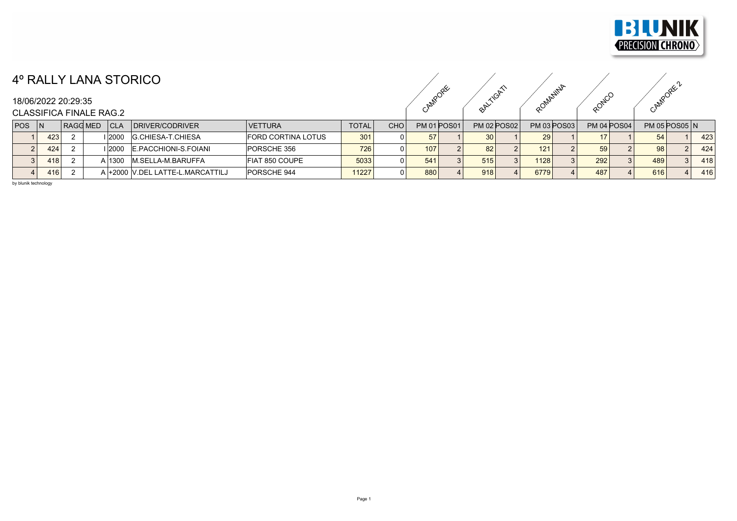# 4º RALLY LANA STORICO

18/06/2022 20:29:35

CLASSIFICA FINALE RAG.2

| | | | | | | | | | CAMPORE | | BALTIGATI | | ROMANINA | | RONCO | | CAMPORE 2 | | |
|---|---|---|---|---|---|---|---|---|---|---|---|---|---|---|---|---|---|---|---|
| POS | N | RAGG | MED | CLA | DRIVER/CODRIVER | VETTURA | TOTAL | CHO | PM 01 | POS01 | PM 02 | POS02 | PM 03 | POS03 | PM 04 | POS04 | PM 05 | POS05 | N |
| 1 | 423 | 2 | I | 2000 | G.CHIESA-T.CHIESA | FORD CORTINA LOTUS | 301 | 0 | 57 | 1 | 30 | 1 | 29 | 1 | 17 | 1 | 54 | 1 | 423 |
| 2 | 424 | 2 | I | 2000 | E.PACCHIONI-S.FOIANI | PORSCHE 356 | 726 | 0 | 107 | 2 | 82 | 2 | 121 | 2 | 59 | 2 | 98 | 2 | 424 |
| 3 | 418 | 2 | A | 1300 | M.SELLA-M.BARUFFA | FIAT 850 COUPE | 5033 | 0 | 541 | 3 | 515 | 3 | 1128 | 3 | 292 | 3 | 489 | 3 | 418 |
| 4 | 416 | 2 | A | +2000 | V.DEL LATTE-L.MARCATTILJ | PORSCHE 944 | 11227 | 0 | 880 | 4 | 918 | 4 | 6779 | 4 | 487 | 4 | 616 | 4 | 416 |

by blunik technology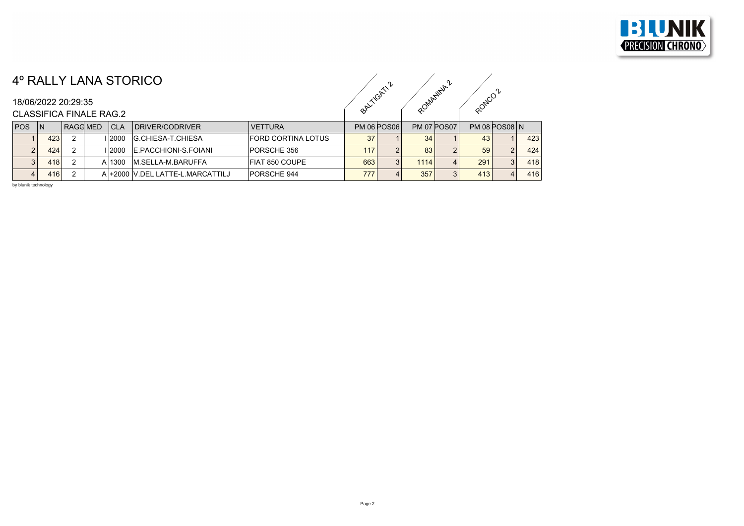# 4º RALLY LANA STORICO

18/06/2022 20:29:35

CLASSIFICA FINALE RAG.2

| | | | | | | | BALTIGATI 2 | | ROMANINA 2 | | RONCO 2 | | |
|---|---|---|---|---|---|---|---|---|---|---|---|---|---|
| POS | N | RAGG | MED | CLA | DRIVER/CODRIVER | VETTURA | PM 06 | POS06 | PM 07 | POS07 | PM 08 | POS08 | N |
| 1 | 423 | 2 | I | 2000 | G.CHIESA-T.CHIESA | FORD CORTINA LOTUS | 37 | 1 | 34 | 1 | 43 | 1 | 423 |
| 2 | 424 | 2 | I | 2000 | E.PACCHIONI-S.FOIANI | PORSCHE 356 | 117 | 2 | 83 | 2 | 59 | 2 | 424 |
| 3 | 418 | 2 | A | 1300 | M.SELLA-M.BARUFFA | FIAT 850 COUPE | 663 | 3 | 1114 | 4 | 291 | 3 | 418 |
| 4 | 416 | 2 | A | +2000 | V.DEL LATTE-L.MARCATTILJ | PORSCHE 944 | 777 | 4 | 357 | 3 | 413 | 4 | 416 |

by blunik technology